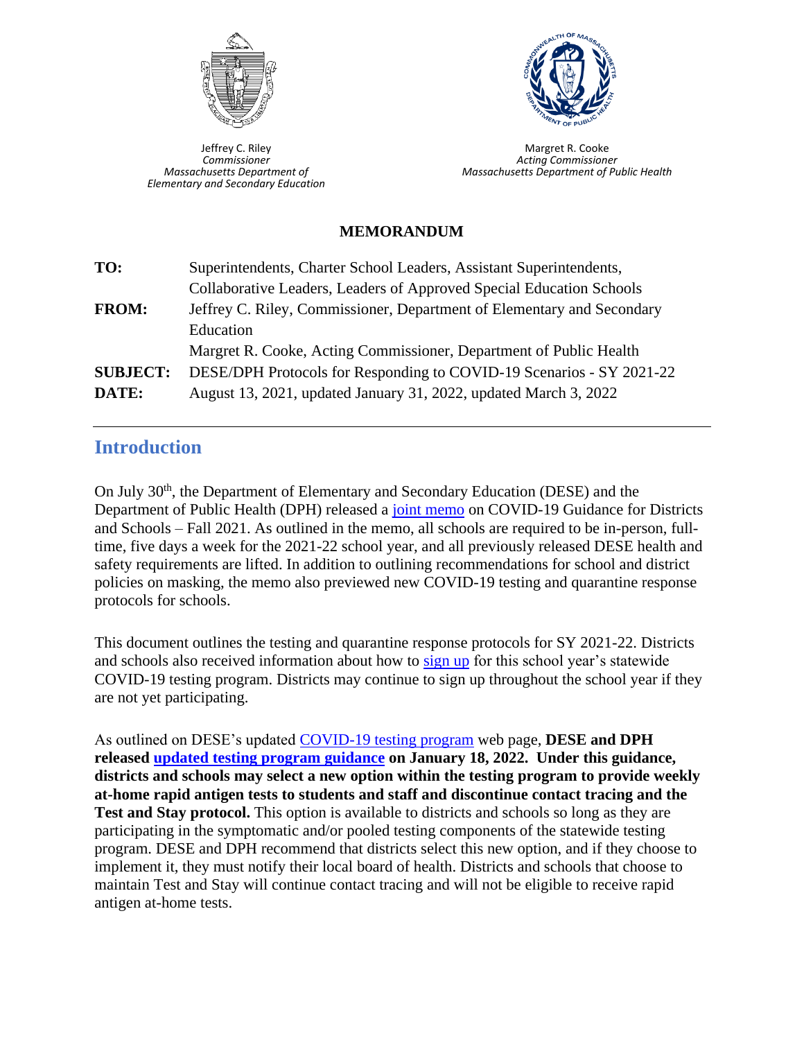Jeffrey C. Riley
*Commissioner*
*Massachusetts Department of Elementary and Secondary Education*

Margret R. Cooke
*Acting Commissioner*
*Massachusetts Department of Public Health*

**MEMORANDUM**

| | |
|---|---|
| **TO:** | Superintendents, Charter School Leaders, Assistant Superintendents, Collaborative Leaders, Leaders of Approved Special Education Schools |
| **FROM:** | Jeffrey C. Riley, Commissioner, Department of Elementary and Secondary Education<br>Margret R. Cooke, Acting Commissioner, Department of Public Health |
| **SUBJECT:** | DESE/DPH Protocols for Responding to COVID-19 Scenarios - SY 2021-22 |
| **DATE:** | August 13, 2021, updated January 31, 2022, updated March 3, 2022 |

## Introduction

On July 30th, the Department of Elementary and Secondary Education (DESE) and the Department of Public Health (DPH) released a joint memo on COVID-19 Guidance for Districts and Schools – Fall 2021. As outlined in the memo, all schools are required to be in-person, full-time, five days a week for the 2021-22 school year, and all previously released DESE health and safety requirements are lifted. In addition to outlining recommendations for school and district policies on masking, the memo also previewed new COVID-19 testing and quarantine response protocols for schools.

This document outlines the testing and quarantine response protocols for SY 2021-22. Districts and schools also received information about how to sign up for this school year's statewide COVID-19 testing program. Districts may continue to sign up throughout the school year if they are not yet participating.

As outlined on DESE's updated COVID-19 testing program web page, **DESE and DPH released updated testing program guidance on January 18, 2022. Under this guidance, districts and schools may select a new option within the testing program to provide weekly at-home rapid antigen tests to students and staff and discontinue contact tracing and the Test and Stay protocol.** This option is available to districts and schools so long as they are participating in the symptomatic and/or pooled testing components of the statewide testing program. DESE and DPH recommend that districts select this new option, and if they choose to implement it, they must notify their local board of health. Districts and schools that choose to maintain Test and Stay will continue contact tracing and will not be eligible to receive rapid antigen at-home tests.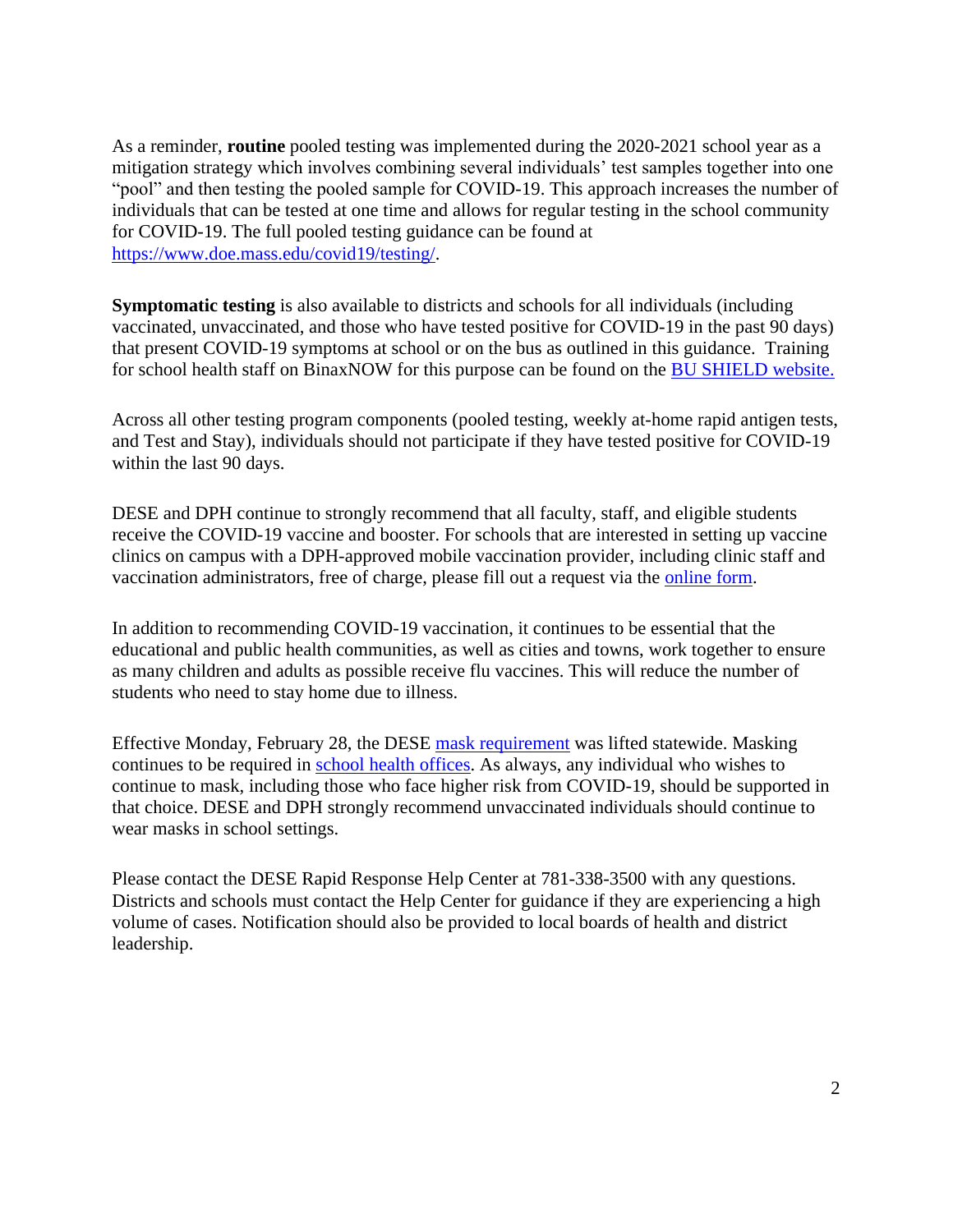As a reminder, **routine** pooled testing was implemented during the 2020-2021 school year as a mitigation strategy which involves combining several individuals' test samples together into one "pool" and then testing the pooled sample for COVID-19. This approach increases the number of individuals that can be tested at one time and allows for regular testing in the school community for COVID-19. The full pooled testing guidance can be found at [https://www.doe.mass.edu/covid19/testing/](https://www.doe.mass.edu/covid19/testing/).

**Symptomatic testing** is also available to districts and schools for all individuals (including vaccinated, unvaccinated, and those who have tested positive for COVID-19 in the past 90 days) that present COVID-19 symptoms at school or on the bus as outlined in this guidance. Training for school health staff on BinaxNOW for this purpose can be found on the BU SHIELD website.

Across all other testing program components (pooled testing, weekly at-home rapid antigen tests, and Test and Stay), individuals should not participate if they have tested positive for COVID-19 within the last 90 days.

DESE and DPH continue to strongly recommend that all faculty, staff, and eligible students receive the COVID-19 vaccine and booster. For schools that are interested in setting up vaccine clinics on campus with a DPH-approved mobile vaccination provider, including clinic staff and vaccination administrators, free of charge, please fill out a request via the online form.

In addition to recommending COVID-19 vaccination, it continues to be essential that the educational and public health communities, as well as cities and towns, work together to ensure as many children and adults as possible receive flu vaccines. This will reduce the number of students who need to stay home due to illness.

Effective Monday, February 28, the DESE mask requirement was lifted statewide. Masking continues to be required in school health offices. As always, any individual who wishes to continue to mask, including those who face higher risk from COVID-19, should be supported in that choice. DESE and DPH strongly recommend unvaccinated individuals should continue to wear masks in school settings.

Please contact the DESE Rapid Response Help Center at 781-338-3500 with any questions. Districts and schools must contact the Help Center for guidance if they are experiencing a high volume of cases. Notification should also be provided to local boards of health and district leadership.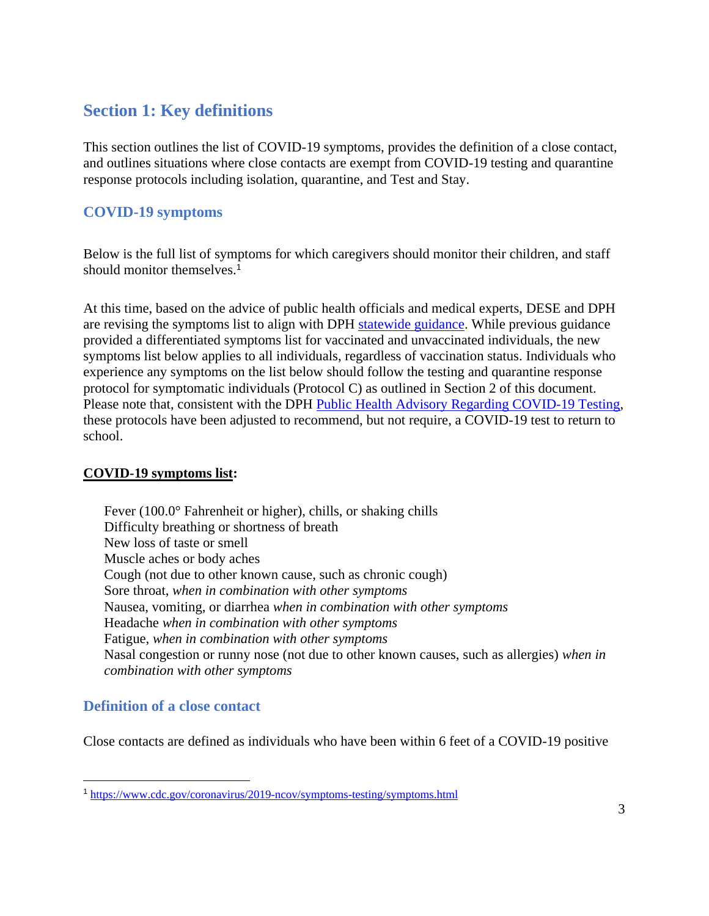## Section 1: Key definitions

This section outlines the list of COVID-19 symptoms, provides the definition of a close contact, and outlines situations where close contacts are exempt from COVID-19 testing and quarantine response protocols including isolation, quarantine, and Test and Stay.

### COVID-19 symptoms

Below is the full list of symptoms for which caregivers should monitor their children, and staff should monitor themselves.[1]

At this time, based on the advice of public health officials and medical experts, DESE and DPH are revising the symptoms list to align with DPH statewide guidance. While previous guidance provided a differentiated symptoms list for vaccinated and unvaccinated individuals, the new symptoms list below applies to all individuals, regardless of vaccination status. Individuals who experience any symptoms on the list below should follow the testing and quarantine response protocol for symptomatic individuals (Protocol C) as outlined in Section 2 of this document. Please note that, consistent with the DPH Public Health Advisory Regarding COVID-19 Testing, these protocols have been adjusted to recommend, but not require, a COVID-19 test to return to school.

**COVID-19 symptoms list:**

- Fever (100.0° Fahrenheit or higher), chills, or shaking chills
- Difficulty breathing or shortness of breath
- New loss of taste or smell
- Muscle aches or body aches
- Cough (not due to other known cause, such as chronic cough)
- Sore throat, *when in combination with other symptoms*
- Nausea, vomiting, or diarrhea *when in combination with other symptoms*
- Headache *when in combination with other symptoms*
- Fatigue, *when in combination with other symptoms*
- Nasal congestion or runny nose (not due to other known causes, such as allergies) *when in combination with other symptoms*

### Definition of a close contact

Close contacts are defined as individuals who have been within 6 feet of a COVID-19 positive

[1] https://www.cdc.gov/coronavirus/2019-ncov/symptoms-testing/symptoms.html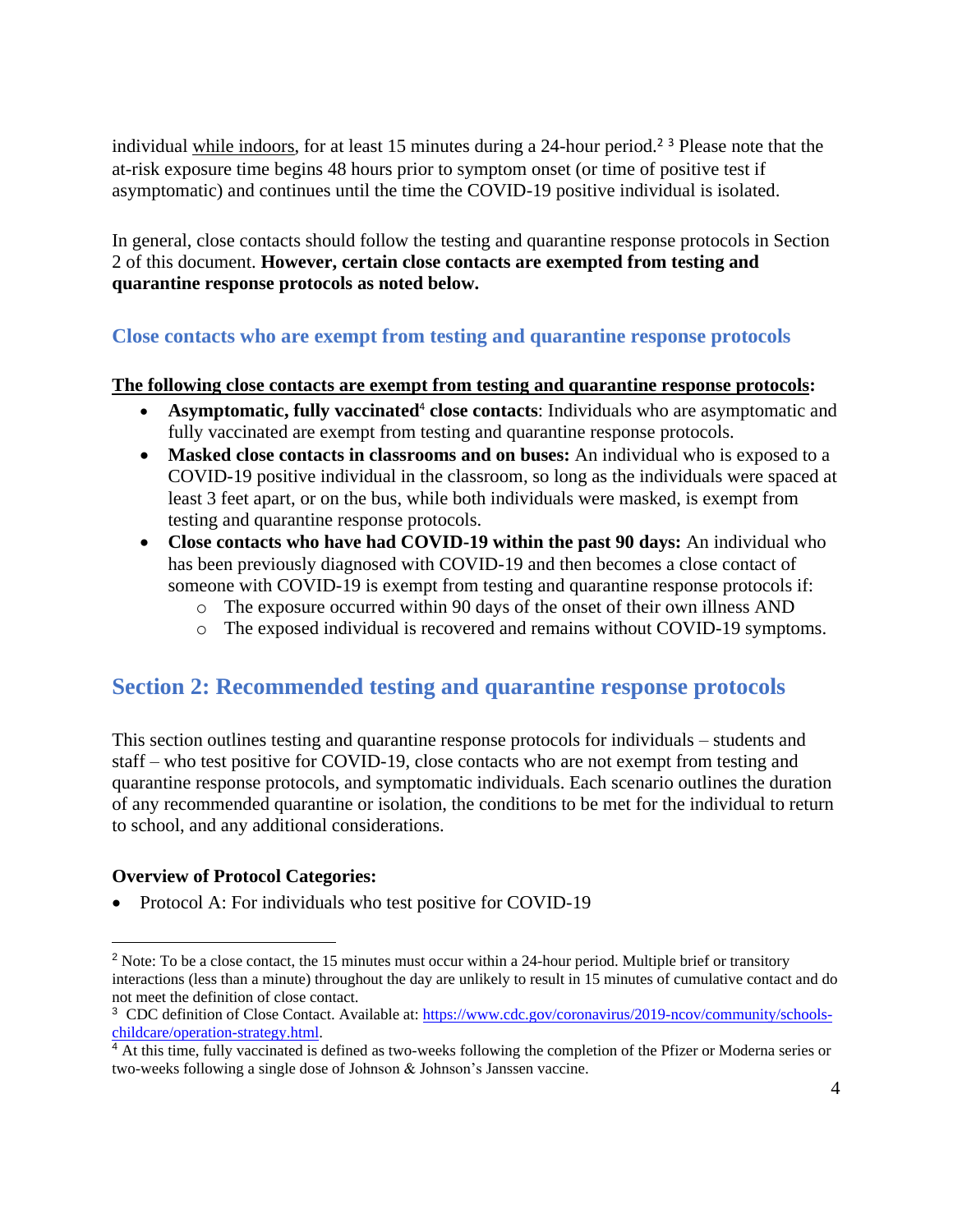individual while indoors, for at least 15 minutes during a 24-hour period.[2] [3] Please note that the at-risk exposure time begins 48 hours prior to symptom onset (or time of positive test if asymptomatic) and continues until the time the COVID-19 positive individual is isolated.

In general, close contacts should follow the testing and quarantine response protocols in Section 2 of this document. **However, certain close contacts are exempted from testing and quarantine response protocols as noted below.**

### Close contacts who are exempt from testing and quarantine response protocols

**The following close contacts are exempt from testing and quarantine response protocols:**

- **Asymptomatic, fully vaccinated[4] close contacts**: Individuals who are asymptomatic and fully vaccinated are exempt from testing and quarantine response protocols.
- **Masked close contacts in classrooms and on buses:** An individual who is exposed to a COVID-19 positive individual in the classroom, so long as the individuals were spaced at least 3 feet apart, or on the bus, while both individuals were masked, is exempt from testing and quarantine response protocols.
- **Close contacts who have had COVID-19 within the past 90 days:** An individual who has been previously diagnosed with COVID-19 and then becomes a close contact of someone with COVID-19 is exempt from testing and quarantine response protocols if:
  - The exposure occurred within 90 days of the onset of their own illness AND
  - The exposed individual is recovered and remains without COVID-19 symptoms.

## Section 2: Recommended testing and quarantine response protocols

This section outlines testing and quarantine response protocols for individuals – students and staff – who test positive for COVID-19, close contacts who are not exempt from testing and quarantine response protocols, and symptomatic individuals. Each scenario outlines the duration of any recommended quarantine or isolation, the conditions to be met for the individual to return to school, and any additional considerations.

**Overview of Protocol Categories:**

- Protocol A: For individuals who test positive for COVID-19

---

[2] Note: To be a close contact, the 15 minutes must occur within a 24-hour period. Multiple brief or transitory interactions (less than a minute) throughout the day are unlikely to result in 15 minutes of cumulative contact and do not meet the definition of close contact.

[3] CDC definition of Close Contact. Available at: https://www.cdc.gov/coronavirus/2019-ncov/community/schools-childcare/operation-strategy.html.

[4] At this time, fully vaccinated is defined as two-weeks following the completion of the Pfizer or Moderna series or two-weeks following a single dose of Johnson & Johnson's Janssen vaccine.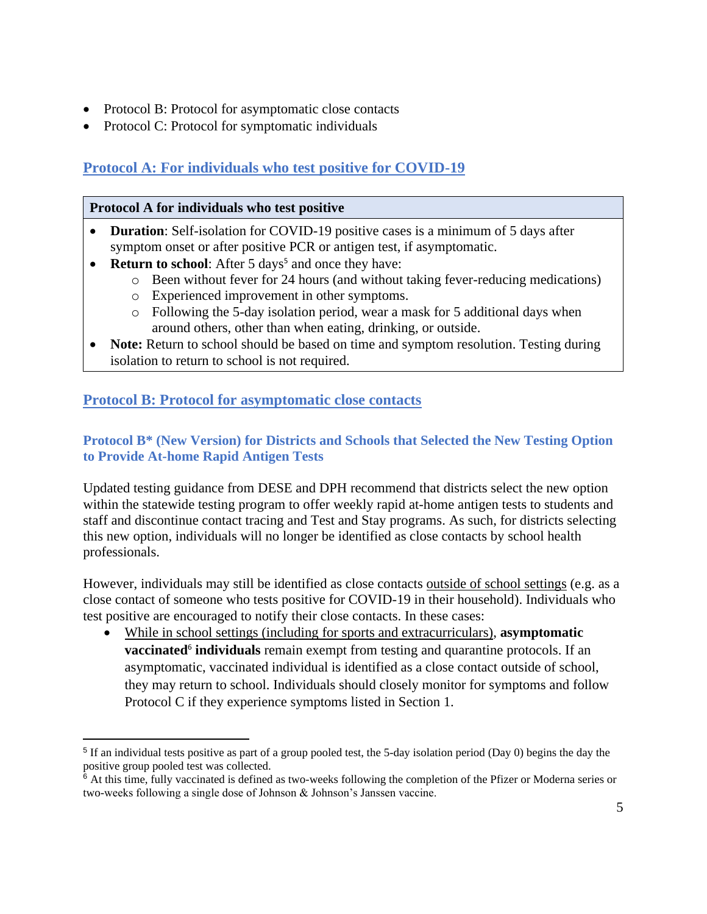- Protocol B: Protocol for asymptomatic close contacts
- Protocol C: Protocol for symptomatic individuals

## Protocol A: For individuals who test positive for COVID-19

**Protocol A for individuals who test positive**

- **Duration**: Self-isolation for COVID-19 positive cases is a minimum of 5 days after symptom onset or after positive PCR or antigen test, if asymptomatic.
- **Return to school**: After 5 days[5] and once they have:
  - Been without fever for 24 hours (and without taking fever-reducing medications)
  - Experienced improvement in other symptoms.
  - Following the 5-day isolation period, wear a mask for 5 additional days when around others, other than when eating, drinking, or outside.
- **Note:** Return to school should be based on time and symptom resolution. Testing during isolation to return to school is not required.

## Protocol B: Protocol for asymptomatic close contacts

### Protocol B* (New Version) for Districts and Schools that Selected the New Testing Option to Provide At-home Rapid Antigen Tests

Updated testing guidance from DESE and DPH recommend that districts select the new option within the statewide testing program to offer weekly rapid at-home antigen tests to students and staff and discontinue contact tracing and Test and Stay programs. As such, for districts selecting this new option, individuals will no longer be identified as close contacts by school health professionals.

However, individuals may still be identified as close contacts outside of school settings (e.g. as a close contact of someone who tests positive for COVID-19 in their household). Individuals who test positive are encouraged to notify their close contacts. In these cases:

- While in school settings (including for sports and extracurriculars), **asymptomatic vaccinated[6] individuals** remain exempt from testing and quarantine protocols. If an asymptomatic, vaccinated individual is identified as a close contact outside of school, they may return to school. Individuals should closely monitor for symptoms and follow Protocol C if they experience symptoms listed in Section 1.

[5] If an individual tests positive as part of a group pooled test, the 5-day isolation period (Day 0) begins the day the positive group pooled test was collected.

[6] At this time, fully vaccinated is defined as two-weeks following the completion of the Pfizer or Moderna series or two-weeks following a single dose of Johnson & Johnson's Janssen vaccine.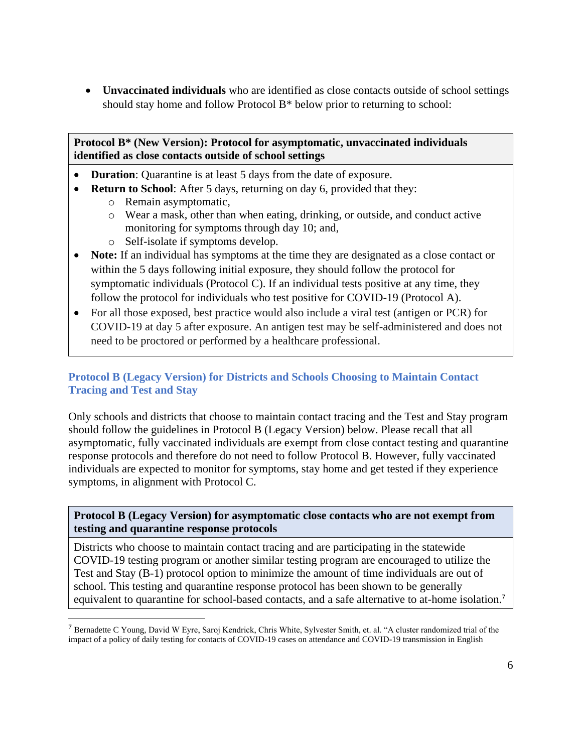- **Unvaccinated individuals** who are identified as close contacts outside of school settings should stay home and follow Protocol B* below prior to returning to school:

**Protocol B* (New Version): Protocol for asymptomatic, unvaccinated individuals identified as close contacts outside of school settings**

- **Duration**: Quarantine is at least 5 days from the date of exposure.
- **Return to School**: After 5 days, returning on day 6, provided that they:
    - Remain asymptomatic,
    - Wear a mask, other than when eating, drinking, or outside, and conduct active monitoring for symptoms through day 10; and,
    - Self-isolate if symptoms develop.
- **Note:** If an individual has symptoms at the time they are designated as a close contact or within the 5 days following initial exposure, they should follow the protocol for symptomatic individuals (Protocol C). If an individual tests positive at any time, they follow the protocol for individuals who test positive for COVID-19 (Protocol A).
- For all those exposed, best practice would also include a viral test (antigen or PCR) for COVID-19 at day 5 after exposure. An antigen test may be self-administered and does not need to be proctored or performed by a healthcare professional.

### Protocol B (Legacy Version) for Districts and Schools Choosing to Maintain Contact Tracing and Test and Stay

Only schools and districts that choose to maintain contact tracing and the Test and Stay program should follow the guidelines in Protocol B (Legacy Version) below. Please recall that all asymptomatic, fully vaccinated individuals are exempt from close contact testing and quarantine response protocols and therefore do not need to follow Protocol B. However, fully vaccinated individuals are expected to monitor for symptoms, stay home and get tested if they experience symptoms, in alignment with Protocol C.

**Protocol B (Legacy Version) for asymptomatic close contacts who are not exempt from testing and quarantine response protocols**

Districts who choose to maintain contact tracing and are participating in the statewide COVID-19 testing program or another similar testing program are encouraged to utilize the Test and Stay (B-1) protocol option to minimize the amount of time individuals are out of school. This testing and quarantine response protocol has been shown to be generally equivalent to quarantine for school-based contacts, and a safe alternative to at-home isolation.[7]

[7] Bernadette C Young, David W Eyre, Saroj Kendrick, Chris White, Sylvester Smith, et. al. "A cluster randomized trial of the impact of a policy of daily testing for contacts of COVID-19 cases on attendance and COVID-19 transmission in English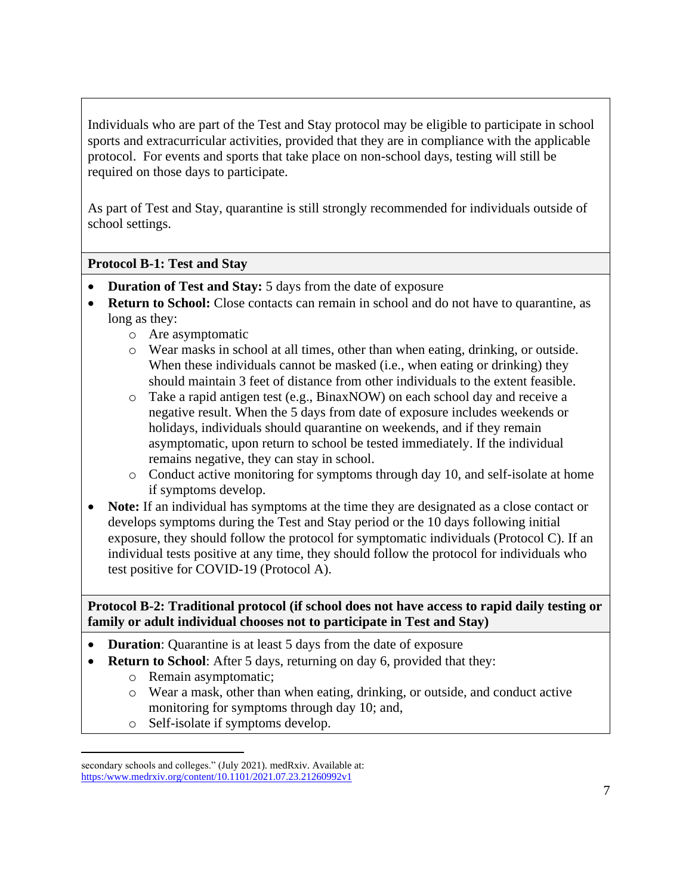Individuals who are part of the Test and Stay protocol may be eligible to participate in school sports and extracurricular activities, provided that they are in compliance with the applicable protocol. For events and sports that take place on non-school days, testing will still be required on those days to participate.

As part of Test and Stay, quarantine is still strongly recommended for individuals outside of school settings.

**Protocol B-1: Test and Stay**

- **Duration of Test and Stay:** 5 days from the date of exposure
- **Return to School:** Close contacts can remain in school and do not have to quarantine, as long as they:
  - Are asymptomatic
  - Wear masks in school at all times, other than when eating, drinking, or outside. When these individuals cannot be masked (i.e., when eating or drinking) they should maintain 3 feet of distance from other individuals to the extent feasible.
  - Take a rapid antigen test (e.g., BinaxNOW) on each school day and receive a negative result. When the 5 days from date of exposure includes weekends or holidays, individuals should quarantine on weekends, and if they remain asymptomatic, upon return to school be tested immediately. If the individual remains negative, they can stay in school.
  - Conduct active monitoring for symptoms through day 10, and self-isolate at home if symptoms develop.
- **Note:** If an individual has symptoms at the time they are designated as a close contact or develops symptoms during the Test and Stay period or the 10 days following initial exposure, they should follow the protocol for symptomatic individuals (Protocol C). If an individual tests positive at any time, they should follow the protocol for individuals who test positive for COVID-19 (Protocol A).

**Protocol B-2: Traditional protocol (if school does not have access to rapid daily testing or family or adult individual chooses not to participate in Test and Stay)**

- **Duration**: Quarantine is at least 5 days from the date of exposure
- **Return to School**: After 5 days, returning on day 6, provided that they:
  - Remain asymptomatic;
  - Wear a mask, other than when eating, drinking, or outside, and conduct active monitoring for symptoms through day 10; and,
  - Self-isolate if symptoms develop.

---

secondary schools and colleges." (July 2021). medRxiv. Available at: https:/www.medrxiv.org/content/10.1101/2021.07.23.21260992v1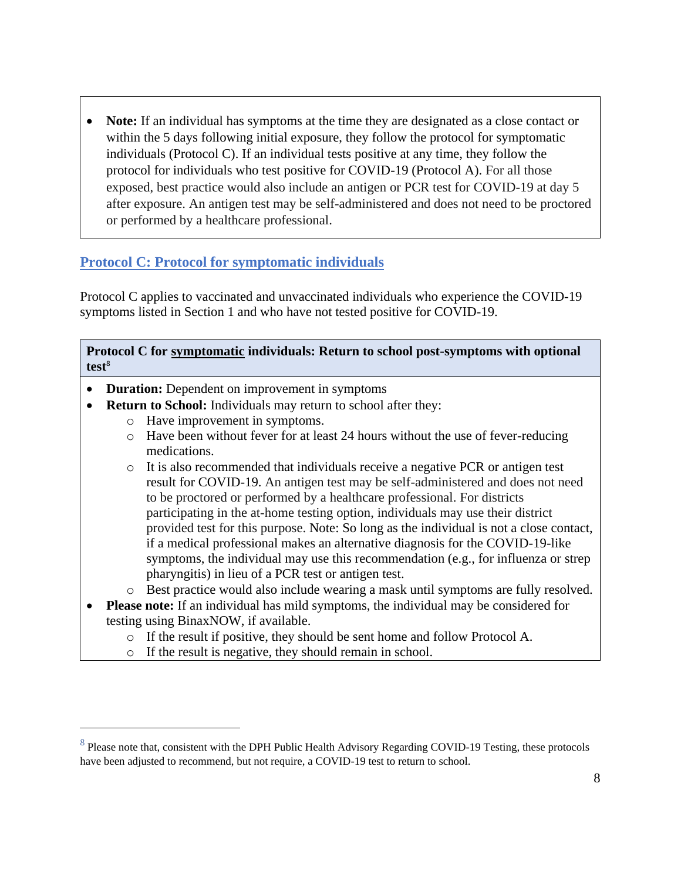- **Note:** If an individual has symptoms at the time they are designated as a close contact or within the 5 days following initial exposure, they follow the protocol for symptomatic individuals (Protocol C). If an individual tests positive at any time, they follow the protocol for individuals who test positive for COVID-19 (Protocol A). For all those exposed, best practice would also include an antigen or PCR test for COVID-19 at day 5 after exposure. An antigen test may be self-administered and does not need to be proctored or performed by a healthcare professional.

## Protocol C: Protocol for symptomatic individuals

Protocol C applies to vaccinated and unvaccinated individuals who experience the COVID-19 symptoms listed in Section 1 and who have not tested positive for COVID-19.

**Protocol C for symptomatic individuals: Return to school post-symptoms with optional test**[8]

- **Duration:** Dependent on improvement in symptoms
- **Return to School:** Individuals may return to school after they:
  - Have improvement in symptoms.
  - Have been without fever for at least 24 hours without the use of fever-reducing medications.
  - It is also recommended that individuals receive a negative PCR or antigen test result for COVID-19. An antigen test may be self-administered and does not need to be proctored or performed by a healthcare professional. For districts participating in the at-home testing option, individuals may use their district provided test for this purpose. Note: So long as the individual is not a close contact, if a medical professional makes an alternative diagnosis for the COVID-19-like symptoms, the individual may use this recommendation (e.g., for influenza or strep pharyngitis) in lieu of a PCR test or antigen test.
  - Best practice would also include wearing a mask until symptoms are fully resolved.
- **Please note:** If an individual has mild symptoms, the individual may be considered for testing using BinaxNOW, if available.
  - If the result if positive, they should be sent home and follow Protocol A.
  - If the result is negative, they should remain in school.

---

[8] Please note that, consistent with the DPH Public Health Advisory Regarding COVID-19 Testing, these protocols have been adjusted to recommend, but not require, a COVID-19 test to return to school.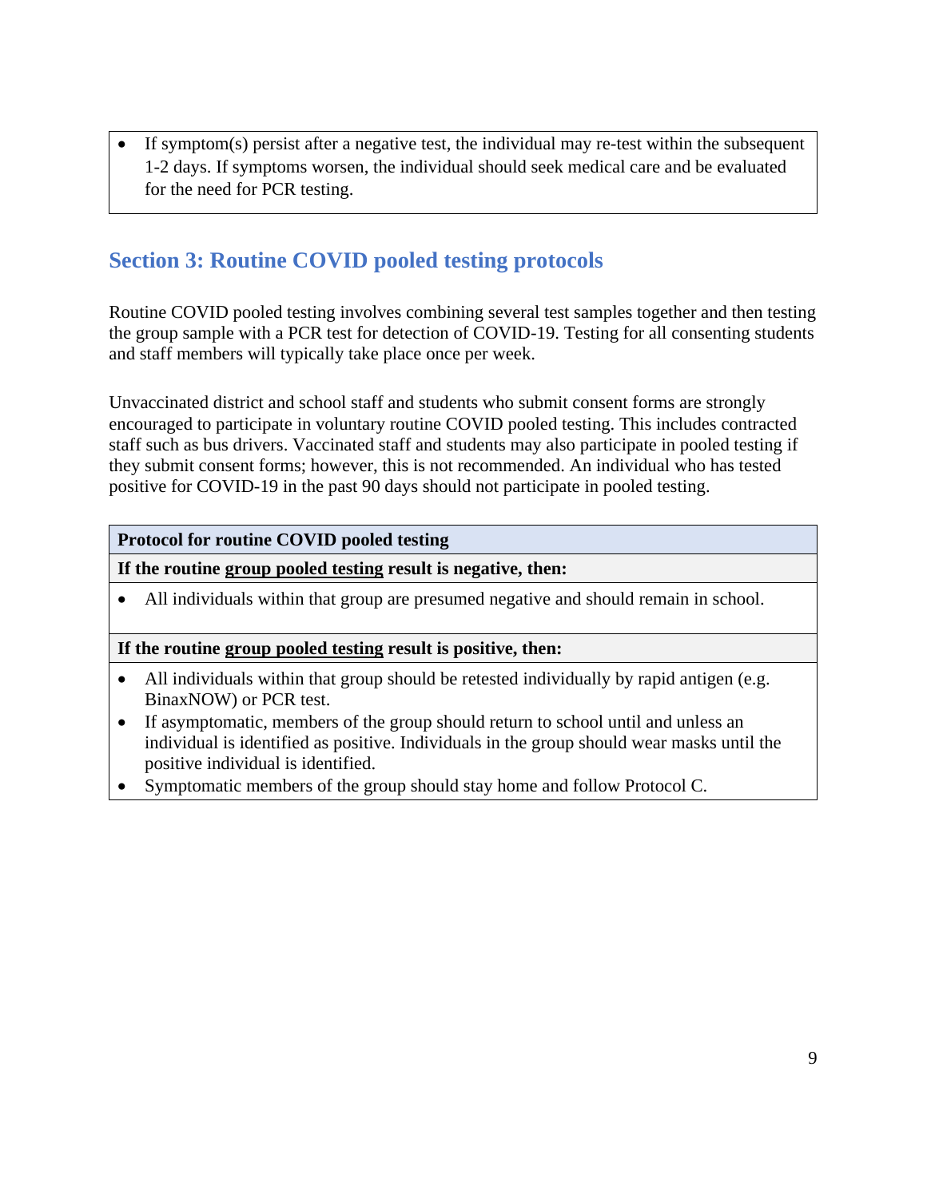- If symptom(s) persist after a negative test, the individual may re-test within the subsequent 1-2 days. If symptoms worsen, the individual should seek medical care and be evaluated for the need for PCR testing.

## Section 3: Routine COVID pooled testing protocols

Routine COVID pooled testing involves combining several test samples together and then testing the group sample with a PCR test for detection of COVID-19. Testing for all consenting students and staff members will typically take place once per week.

Unvaccinated district and school staff and students who submit consent forms are strongly encouraged to participate in voluntary routine COVID pooled testing. This includes contracted staff such as bus drivers. Vaccinated staff and students may also participate in pooled testing if they submit consent forms; however, this is not recommended. An individual who has tested positive for COVID-19 in the past 90 days should not participate in pooled testing.

| Protocol for routine COVID pooled testing |
| --- |
| **If the routine group pooled testing result is negative, then:** |
| • All individuals within that group are presumed negative and should remain in school. |
| **If the routine group pooled testing result is positive, then:** |
| • All individuals within that group should be retested individually by rapid antigen (e.g. BinaxNOW) or PCR test.<br>• If asymptomatic, members of the group should return to school until and unless an individual is identified as positive. Individuals in the group should wear masks until the positive individual is identified.<br>• Symptomatic members of the group should stay home and follow Protocol C. |